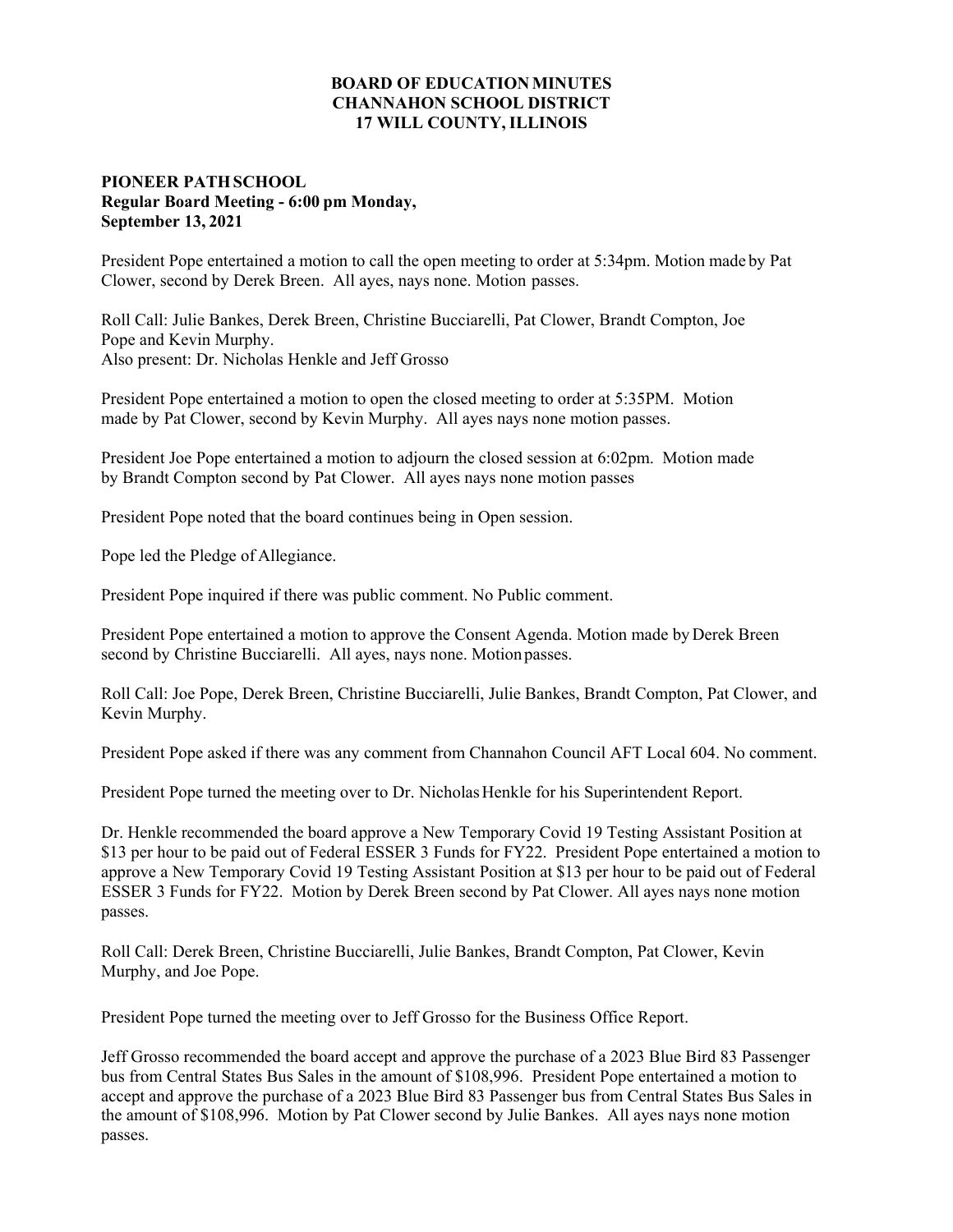**BOARD OF EDUCATION MINUTES**
**CHANNAHON SCHOOL DISTRICT**
**17 WILL COUNTY, ILLINOIS**

**PIONEER PATH SCHOOL**
**Regular Board Meeting - 6:00 pm Monday, September 13, 2021**

President Pope entertained a motion to call the open meeting to order at 5:34pm. Motion made by Pat Clower, second by Derek Breen. All ayes, nays none. Motion passes.

Roll Call: Julie Bankes, Derek Breen, Christine Bucciarelli, Pat Clower, Brandt Compton, Joe Pope and Kevin Murphy.
Also present: Dr. Nicholas Henkle and Jeff Grosso

President Pope entertained a motion to open the closed meeting to order at 5:35PM. Motion made by Pat Clower, second by Kevin Murphy. All ayes nays none motion passes.

President Joe Pope entertained a motion to adjourn the closed session at 6:02pm. Motion made by Brandt Compton second by Pat Clower. All ayes nays none motion passes

President Pope noted that the board continues being in Open session.

Pope led the Pledge of Allegiance.

President Pope inquired if there was public comment. No Public comment.

President Pope entertained a motion to approve the Consent Agenda. Motion made by Derek Breen second by Christine Bucciarelli. All ayes, nays none. Motion passes.

Roll Call: Joe Pope, Derek Breen, Christine Bucciarelli, Julie Bankes, Brandt Compton, Pat Clower, and Kevin Murphy.

President Pope asked if there was any comment from Channahon Council AFT Local 604. No comment.

President Pope turned the meeting over to Dr. Nicholas Henkle for his Superintendent Report.

Dr. Henkle recommended the board approve a New Temporary Covid 19 Testing Assistant Position at $13 per hour to be paid out of Federal ESSER 3 Funds for FY22. President Pope entertained a motion to approve a New Temporary Covid 19 Testing Assistant Position at $13 per hour to be paid out of Federal ESSER 3 Funds for FY22. Motion by Derek Breen second by Pat Clower. All ayes nays none motion passes.

Roll Call: Derek Breen, Christine Bucciarelli, Julie Bankes, Brandt Compton, Pat Clower, Kevin Murphy, and Joe Pope.

President Pope turned the meeting over to Jeff Grosso for the Business Office Report.

Jeff Grosso recommended the board accept and approve the purchase of a 2023 Blue Bird 83 Passenger bus from Central States Bus Sales in the amount of $108,996. President Pope entertained a motion to accept and approve the purchase of a 2023 Blue Bird 83 Passenger bus from Central States Bus Sales in the amount of $108,996. Motion by Pat Clower second by Julie Bankes. All ayes nays none motion passes.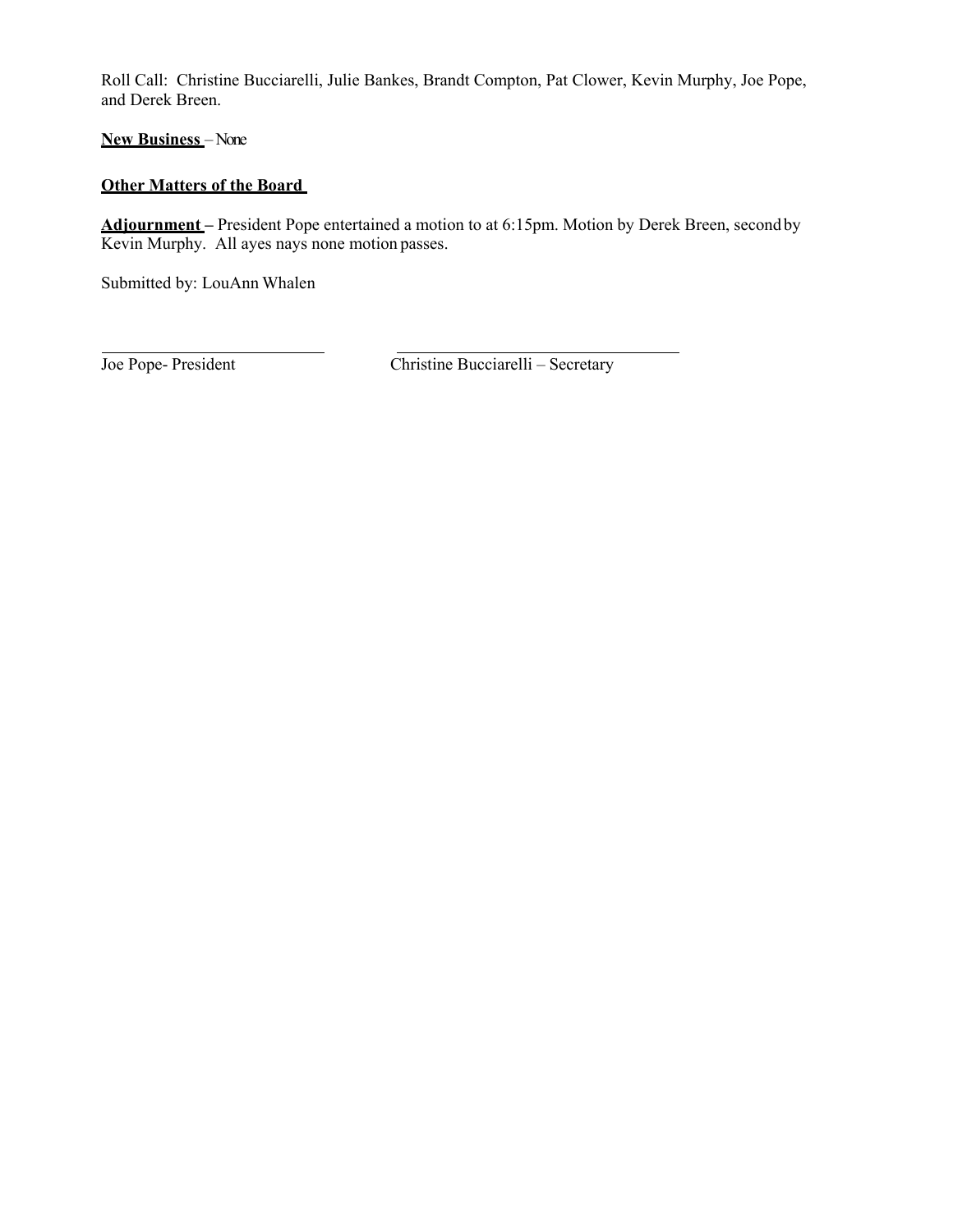Roll Call: Christine Bucciarelli, Julie Bankes, Brandt Compton, Pat Clower, Kevin Murphy, Joe Pope, and Derek Breen.

**New Business** – None

**Other Matters of the Board**

**Adjournment** – President Pope entertained a motion to at 6:15pm. Motion by Derek Breen, second by Kevin Murphy. All ayes nays none motion passes.

Submitted by: LouAnn Whalen

Joe Pope- President

Christine Bucciarelli – Secretary